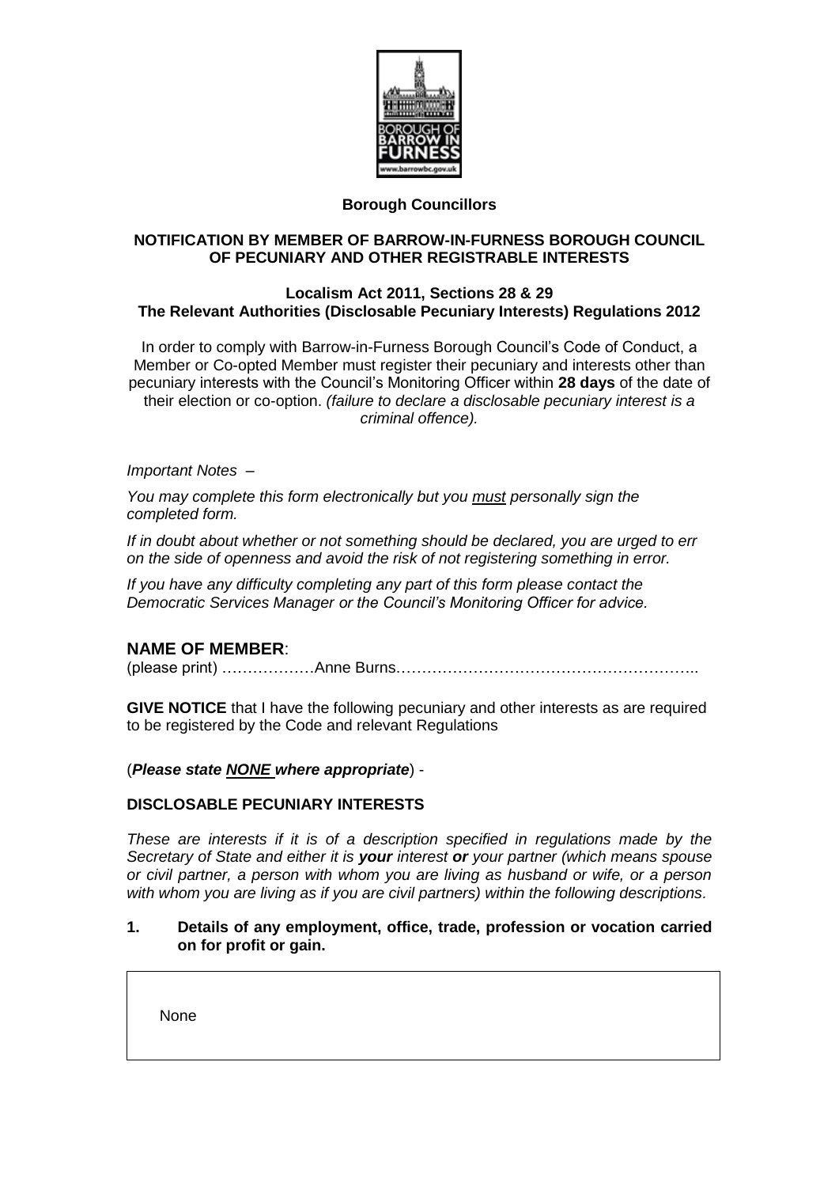**Borough Councillors**

**NOTIFICATION BY MEMBER OF BARROW-IN-FURNESS BOROUGH COUNCIL OF PECUNIARY AND OTHER REGISTRABLE INTERESTS**

**Localism Act 2011, Sections 28 & 29**
**The Relevant Authorities (Disclosable Pecuniary Interests) Regulations 2012**

In order to comply with Barrow-in-Furness Borough Council's Code of Conduct, a Member or Co-opted Member must register their pecuniary and interests other than pecuniary interests with the Council's Monitoring Officer within **28 days** of the date of their election or co-option. *(failure to declare a disclosable pecuniary interest is a criminal offence).*

*Important Notes –*

*You may complete this form electronically but you must personally sign the completed form.*

*If in doubt about whether or not something should be declared, you are urged to err on the side of openness and avoid the risk of not registering something in error.*

*If you have any difficulty completing any part of this form please contact the Democratic Services Manager or the Council's Monitoring Officer for advice.*

## NAME OF MEMBER:

(please print) ………………Anne Burns……………………………………………………..

**GIVE NOTICE** that I have the following pecuniary and other interests as are required to be registered by the Code and relevant Regulations

(***Please state NONE where appropriate***) -

**DISCLOSABLE PECUNIARY INTERESTS**

*These are interests if it is of a description specified in regulations made by the Secretary of State and either it is **your** interest **or** your partner (which means spouse or civil partner, a person with whom you are living as husband or wife, or a person with whom you are living as if you are civil partners) within the following descriptions.*

**1. Details of any employment, office, trade, profession or vocation carried on for profit or gain.**

| None |
|---|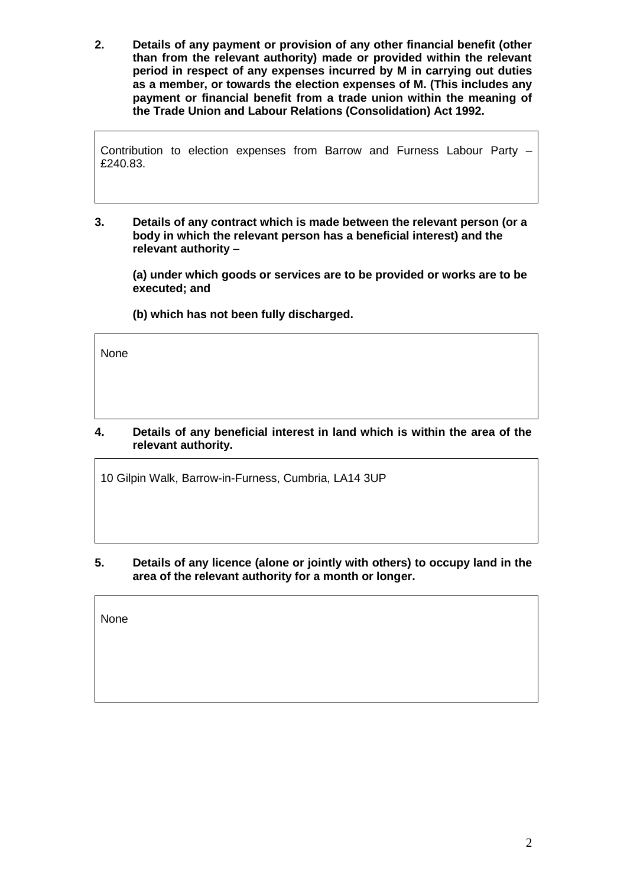**2. Details of any payment or provision of any other financial benefit (other than from the relevant authority) made or provided within the relevant period in respect of any expenses incurred by M in carrying out duties as a member, or towards the election expenses of M. (This includes any payment or financial benefit from a trade union within the meaning of the Trade Union and Labour Relations (Consolidation) Act 1992.**

Contribution to election expenses from Barrow and Furness Labour Party – £240.83.

**3. Details of any contract which is made between the relevant person (or a body in which the relevant person has a beneficial interest) and the relevant authority –**

**(a) under which goods or services are to be provided or works are to be executed; and**

**(b) which has not been fully discharged.**

None

**4. Details of any beneficial interest in land which is within the area of the relevant authority.**

10 Gilpin Walk, Barrow-in-Furness, Cumbria, LA14 3UP

**5. Details of any licence (alone or jointly with others) to occupy land in the area of the relevant authority for a month or longer.**

None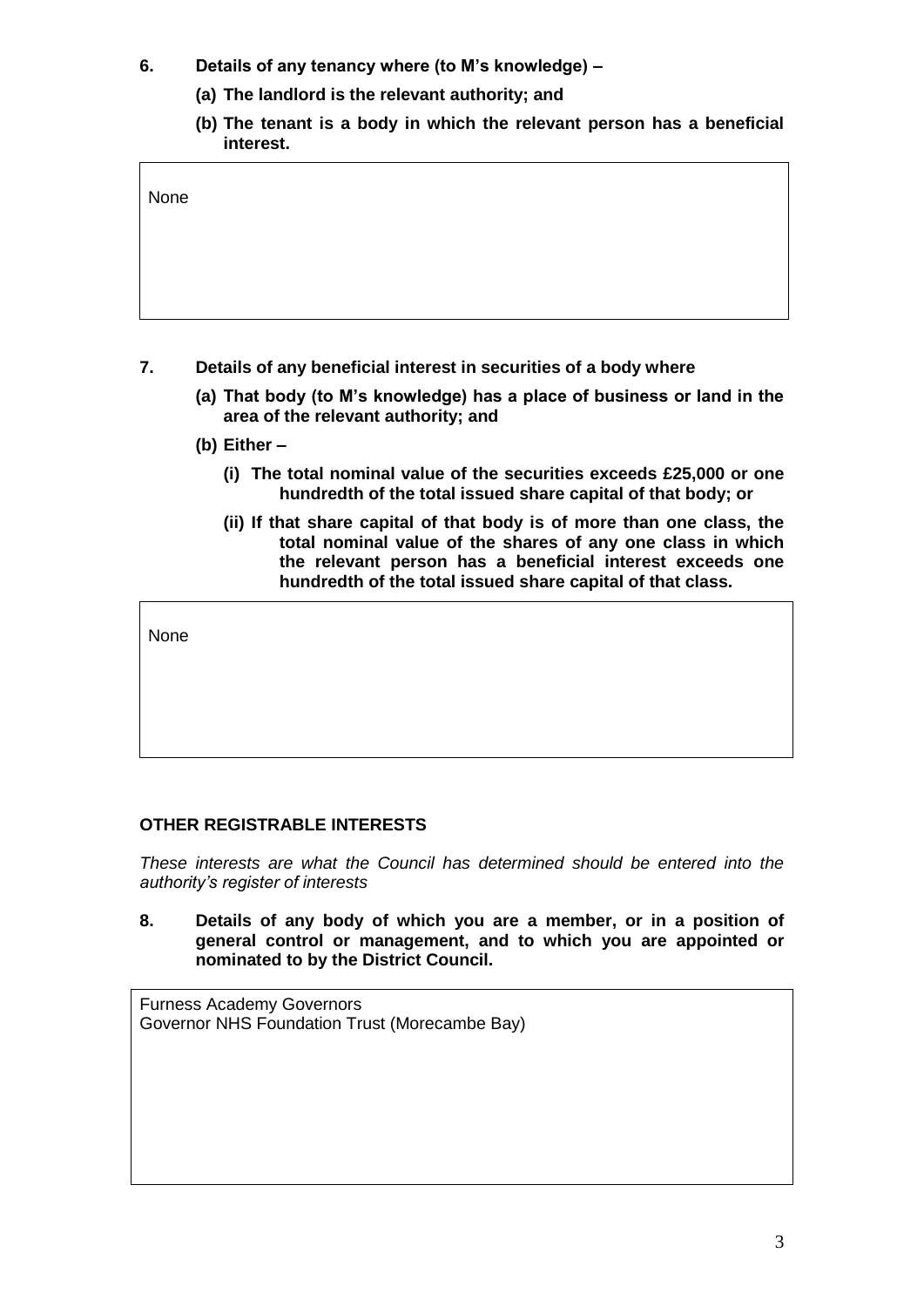**6. Details of any tenancy where (to M's knowledge) –**

**(a) The landlord is the relevant authority; and**

**(b) The tenant is a body in which the relevant person has a beneficial interest.**

None

**7. Details of any beneficial interest in securities of a body where**

**(a) That body (to M's knowledge) has a place of business or land in the area of the relevant authority; and**

**(b) Either –**

**(i) The total nominal value of the securities exceeds £25,000 or one hundredth of the total issued share capital of that body; or**

**(ii) If that share capital of that body is of more than one class, the total nominal value of the shares of any one class in which the relevant person has a beneficial interest exceeds one hundredth of the total issued share capital of that class.**

None

**OTHER REGISTRABLE INTERESTS**

*These interests are what the Council has determined should be entered into the authority's register of interests*

**8. Details of any body of which you are a member, or in a position of general control or management, and to which you are appointed or nominated to by the District Council.**

Furness Academy Governors
Governor NHS Foundation Trust (Morecambe Bay)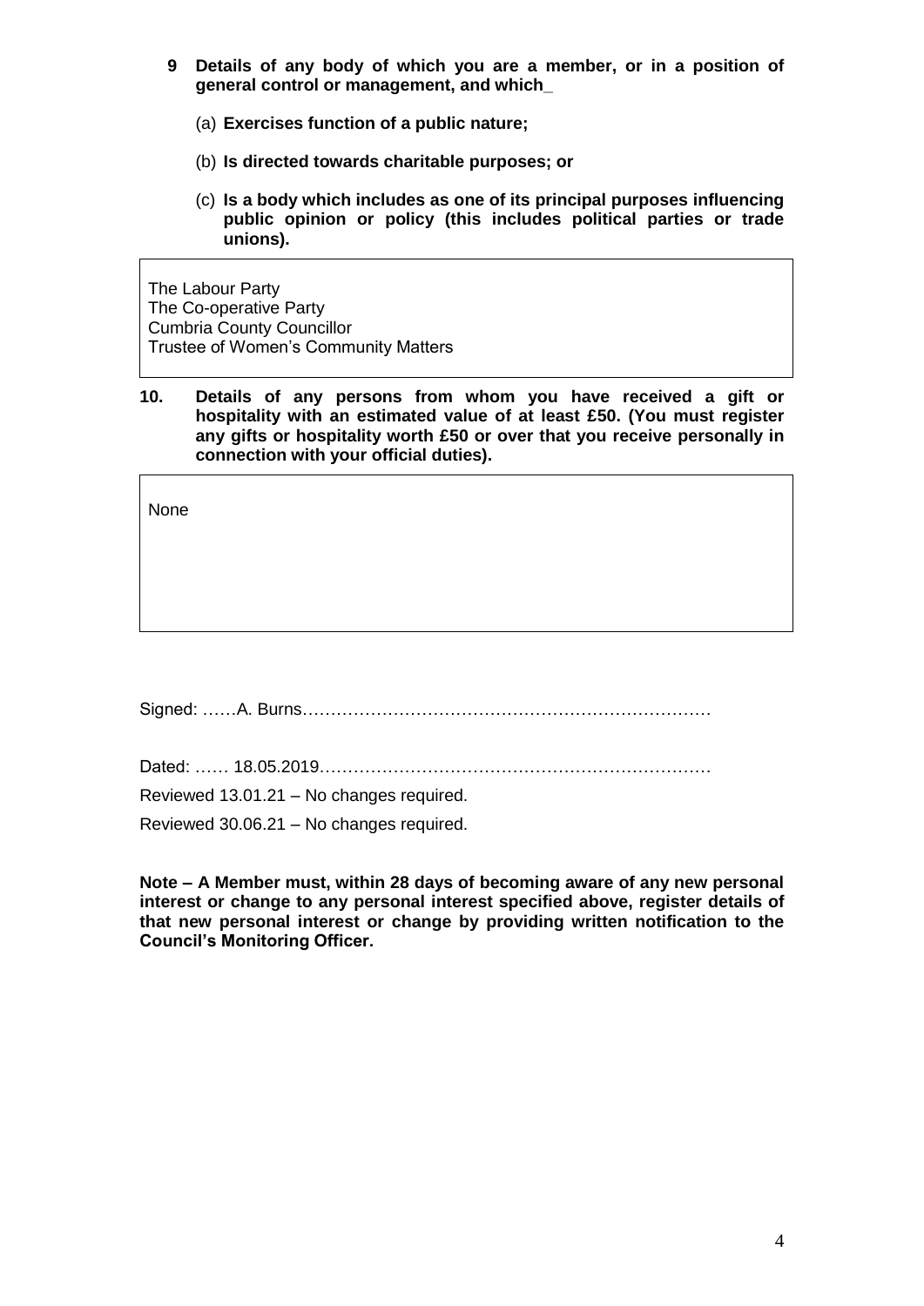**9 Details of any body of which you are a member, or in a position of general control or management, and which_**

(a) **Exercises function of a public nature;**

(b) **Is directed towards charitable purposes; or**

(c) **Is a body which includes as one of its principal purposes influencing public opinion or policy (this includes political parties or trade unions).**

| |
|---|
| The Labour Party<br>The Co-operative Party<br>Cumbria County Councillor<br>Trustee of Women's Community Matters |

**10. Details of any persons from whom you have received a gift or hospitality with an estimated value of at least £50. (You must register any gifts or hospitality worth £50 or over that you receive personally in connection with your official duties).**

| |
|---|
| None |

Signed: ……A. Burns………………………………………………………………

Dated: …… 18.05.2019……………………………………………………………

Reviewed 13.01.21 – No changes required.

Reviewed 30.06.21 – No changes required.

**Note – A Member must, within 28 days of becoming aware of any new personal interest or change to any personal interest specified above, register details of that new personal interest or change by providing written notification to the Council's Monitoring Officer.**